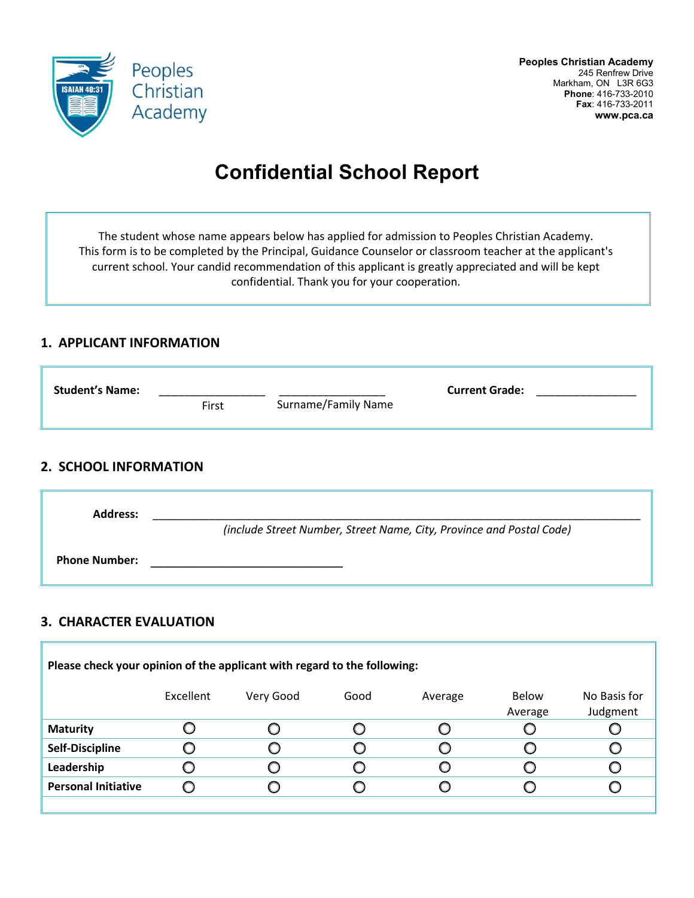Peoples Christian Academy

**Peoples Christian Academy**
245 Renfrew Drive
Markham, ON L3R 6G3
**Phone**: 416-733-2010
**Fax**: 416-733-2011
**www.pca.ca**

# Confidential School Report

The student whose name appears below has applied for admission to Peoples Christian Academy. This form is to be completed by the Principal, Guidance Counselor or classroom teacher at the applicant's current school. Your candid recommendation of this applicant is greatly appreciated and will be kept confidential. Thank you for your cooperation.

## 1. APPLICANT INFORMATION

**Student's Name:** ________________ ________________ **Current Grade:** ________________

First Surname/Family Name

## 2. SCHOOL INFORMATION

**Address:** ______________________________________________________________________

*(include Street Number, Street Name, City, Province and Postal Code)*

**Phone Number:** ______________________________

## 3. CHARACTER EVALUATION

**Please check your opinion of the applicant with regard to the following:**

| | Excellent | Very Good | Good | Average | Below Average | No Basis for Judgment |
|---|---|---|---|---|---|---|
| **Maturity** | ○ | ○ | ○ | ○ | ○ | ○ |
| **Self-Discipline** | ○ | ○ | ○ | ○ | ○ | ○ |
| **Leadership** | ○ | ○ | ○ | ○ | ○ | ○ |
| **Personal Initiative** | ○ | ○ | ○ | ○ | ○ | ○ |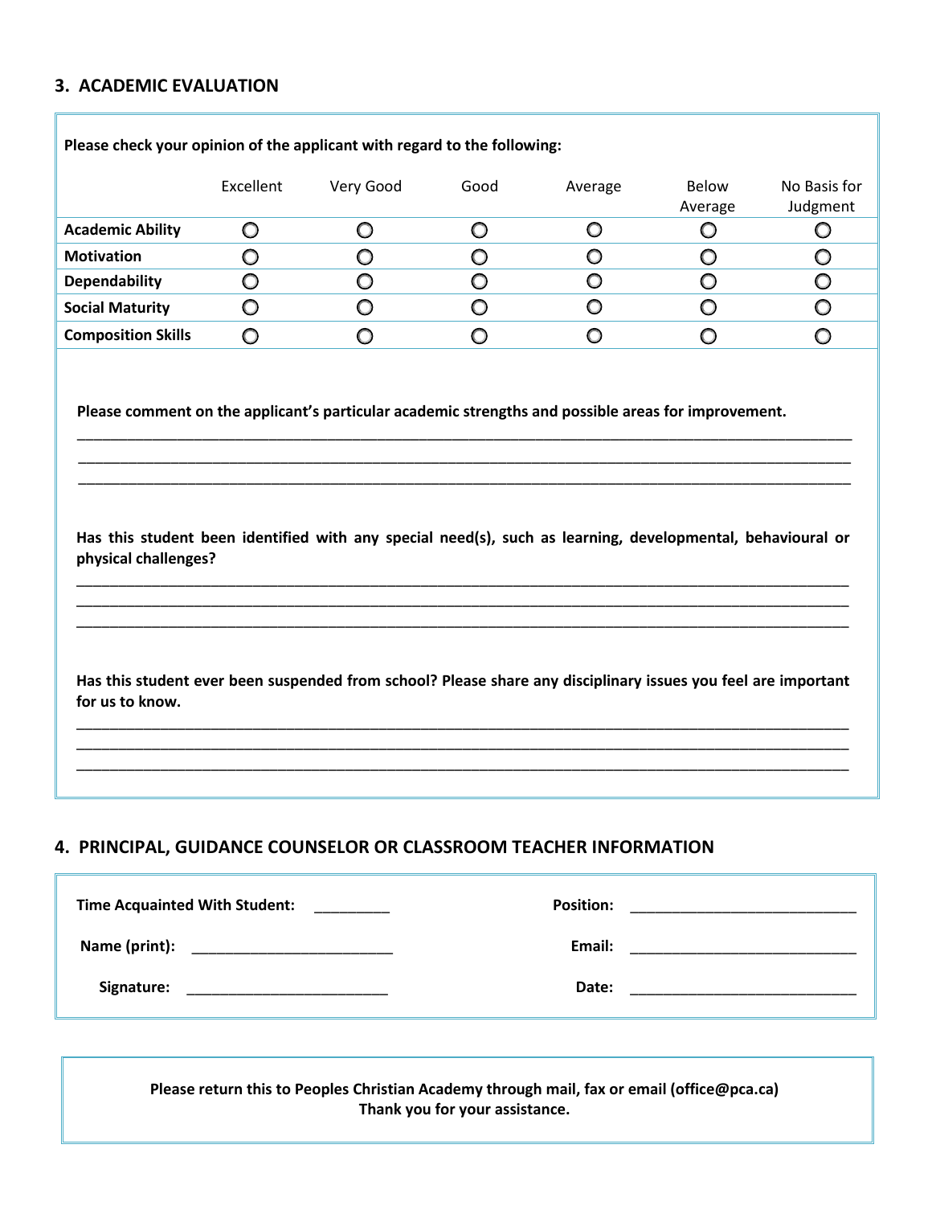## 3. ACADEMIC EVALUATION

**Please check your opinion of the applicant with regard to the following:**

| | Excellent | Very Good | Good | Average | Below Average | No Basis for Judgment |
|---|---|---|---|---|---|---|
| **Academic Ability** | ○ | ○ | ○ | ○ | ○ | ○ |
| **Motivation** | ○ | ○ | ○ | ○ | ○ | ○ |
| **Dependability** | ○ | ○ | ○ | ○ | ○ | ○ |
| **Social Maturity** | ○ | ○ | ○ | ○ | ○ | ○ |
| **Composition Skills** | ○ | ○ | ○ | ○ | ○ | ○ |

**Please comment on the applicant's particular academic strengths and possible areas for improvement.**

______________________________________________________________________________________

______________________________________________________________________________________

______________________________________________________________________________________

**Has this student been identified with any special need(s), such as learning, developmental, behavioural or physical challenges?**

______________________________________________________________________________________

______________________________________________________________________________________

______________________________________________________________________________________

**Has this student ever been suspended from school? Please share any disciplinary issues you feel are important for us to know.**

______________________________________________________________________________________

______________________________________________________________________________________

______________________________________________________________________________________

## 4. PRINCIPAL, GUIDANCE COUNSELOR OR CLASSROOM TEACHER INFORMATION

**Time Acquainted With Student:** _________ **Position:** ___________________________

**Name (print):** ________________________ **Email:** ___________________________

**Signature:** ________________________ **Date:** ___________________________

**Please return this to Peoples Christian Academy through mail, fax or email (office@pca.ca)**
**Thank you for your assistance.**